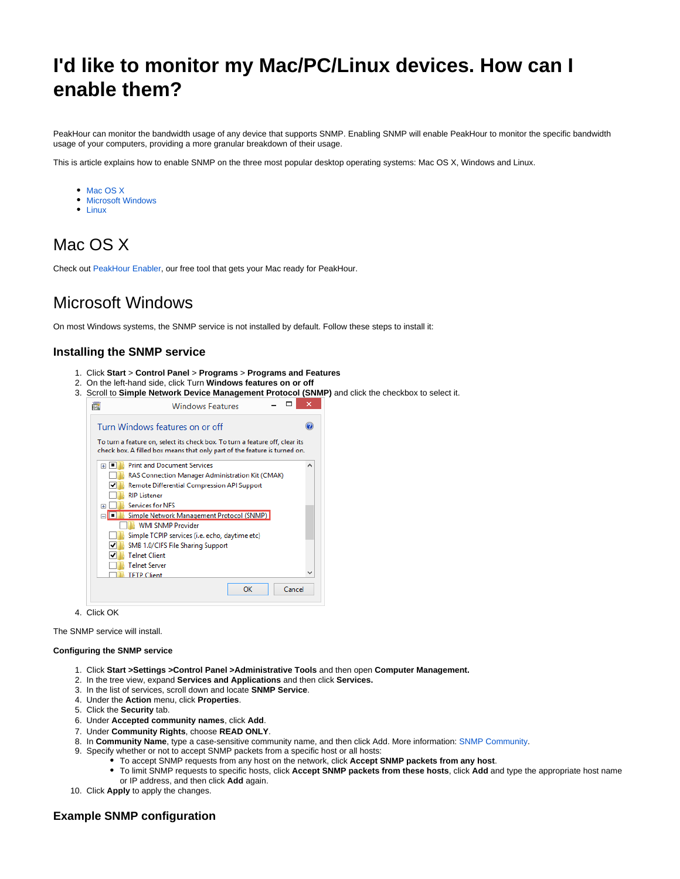# I'd like to monitor my Mac/PC/Linux devices. How can I enable them?

PeakHour can monitor the bandwidth usage of any device that supports SNMP. Enabling SNMP will enable PeakHour to monitor the specific bandwidth usage of your computers, providing a more granular breakdown of their usage.

This is article explains how to enable SNMP on the three most popular desktop operating systems: Mac OS X, Windows and Linux.

- Mac OS X
- Microsoft Windows
- Linux

# Mac OS X

Check out PeakHour Enabler, our free tool that gets your Mac ready for PeakHour.

# Microsoft Windows

On most Windows systems, the SNMP service is not installed by default. Follow these steps to install it:

## Installing the SNMP service

1. Click **Start** > **Control Panel** > **Programs** > **Programs and Features**
2. On the left-hand side, click Turn **Windows features on or off**
3. Scroll to **Simple Network Device Management Protocol (SNMP)** and click the checkbox to select it.
4. Click OK

The SNMP service will install.

#### Configuring the SNMP service

1. Click **Start >Settings >Control Panel >Administrative Tools** and then open **Computer Management.**
2. In the tree view, expand **Services and Applications** and then click **Services.**
3. In the list of services, scroll down and locate **SNMP Service**.
4. Under the **Action** menu, click **Properties**.
5. Click the **Security** tab.
6. Under **Accepted community names**, click **Add**.
7. Under **Community Rights**, choose **READ ONLY**.
8. In **Community Name**, type a case-sensitive community name, and then click Add. More information: SNMP Community.
9. Specify whether or not to accept SNMP packets from a specific host or all hosts:
   - To accept SNMP requests from any host on the network, click **Accept SNMP packets from any host**.
   - To limit SNMP requests to specific hosts, click **Accept SNMP packets from these hosts**, click **Add** and type the appropriate host name or IP address, and then click **Add** again.
10. Click **Apply** to apply the changes.

## Example SNMP configuration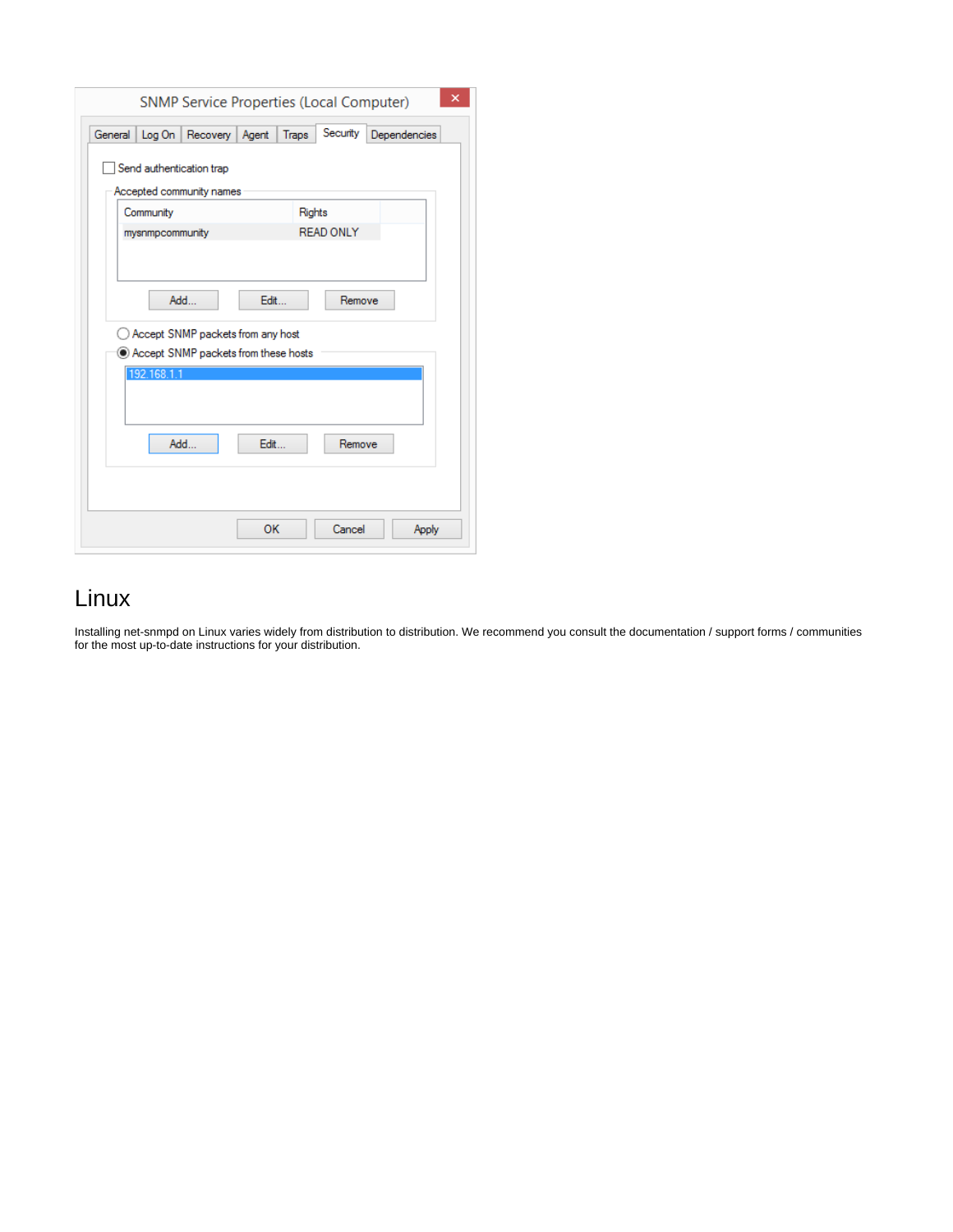# Linux

Installing net-snmpd on Linux varies widely from distribution to distribution. We recommend you consult the documentation / support forms / communities for the most up-to-date instructions for your distribution.